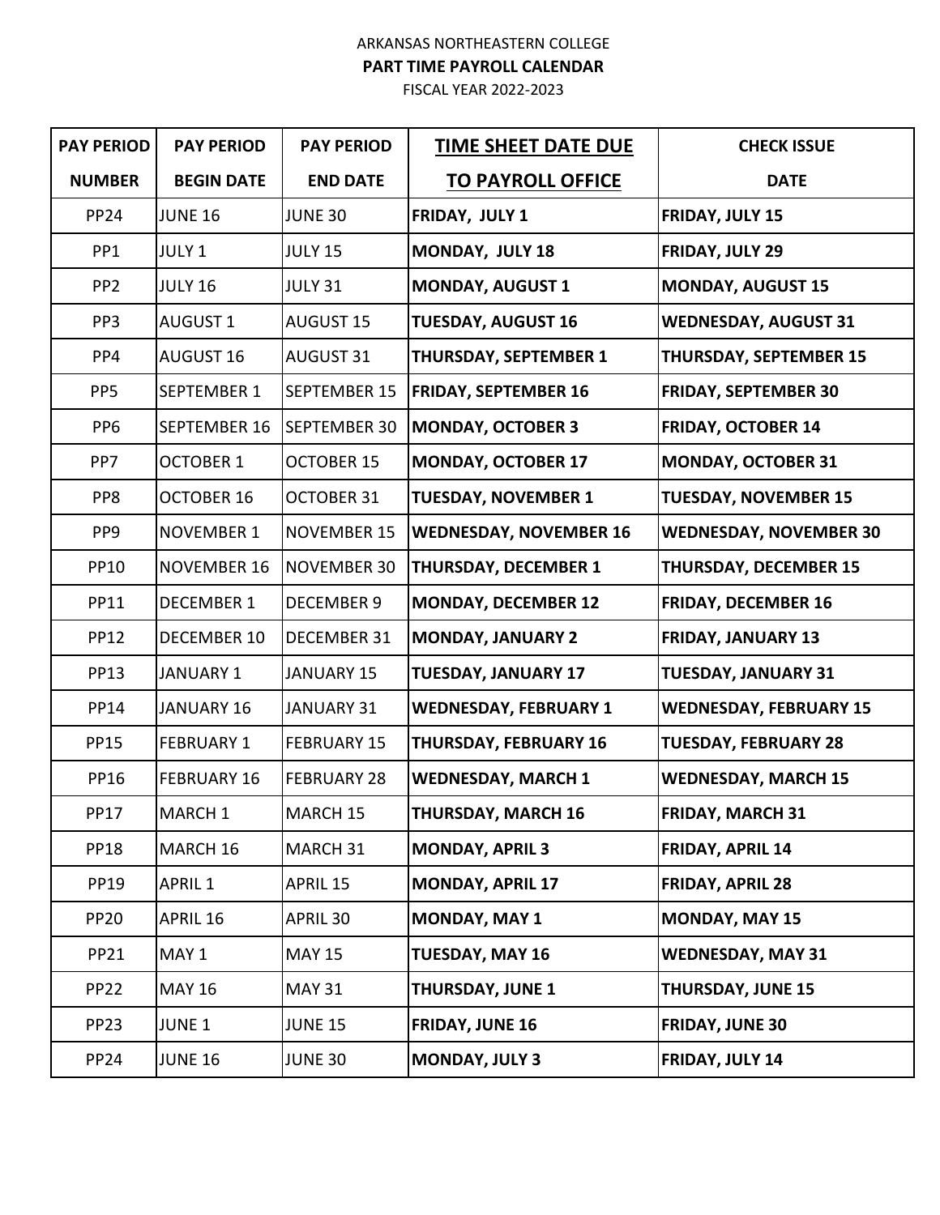ARKANSAS NORTHEASTERN COLLEGE

**PART TIME PAYROLL CALENDAR**

FISCAL YEAR 2022-2023

| PAY PERIOD NUMBER | PAY PERIOD BEGIN DATE | PAY PERIOD END DATE | TIME SHEET DATE DUE TO PAYROLL OFFICE | CHECK ISSUE DATE |
|---|---|---|---|---|
| PP24 | JUNE 16 | JUNE 30 | **FRIDAY, JULY 1** | **FRIDAY, JULY 15** |
| PP1 | JULY 1 | JULY 15 | **MONDAY, JULY 18** | **FRIDAY, JULY 29** |
| PP2 | JULY 16 | JULY 31 | **MONDAY, AUGUST 1** | **MONDAY, AUGUST 15** |
| PP3 | AUGUST 1 | AUGUST 15 | **TUESDAY, AUGUST 16** | **WEDNESDAY, AUGUST 31** |
| PP4 | AUGUST 16 | AUGUST 31 | **THURSDAY, SEPTEMBER 1** | **THURSDAY, SEPTEMBER 15** |
| PP5 | SEPTEMBER 1 | SEPTEMBER 15 | **FRIDAY, SEPTEMBER 16** | **FRIDAY, SEPTEMBER 30** |
| PP6 | SEPTEMBER 16 | SEPTEMBER 30 | **MONDAY, OCTOBER 3** | **FRIDAY, OCTOBER 14** |
| PP7 | OCTOBER 1 | OCTOBER 15 | **MONDAY, OCTOBER 17** | **MONDAY, OCTOBER 31** |
| PP8 | OCTOBER 16 | OCTOBER 31 | **TUESDAY, NOVEMBER 1** | **TUESDAY, NOVEMBER 15** |
| PP9 | NOVEMBER 1 | NOVEMBER 15 | **WEDNESDAY, NOVEMBER 16** | **WEDNESDAY, NOVEMBER 30** |
| PP10 | NOVEMBER 16 | NOVEMBER 30 | **THURSDAY, DECEMBER 1** | **THURSDAY, DECEMBER 15** |
| PP11 | DECEMBER 1 | DECEMBER 9 | **MONDAY, DECEMBER 12** | **FRIDAY, DECEMBER 16** |
| PP12 | DECEMBER 10 | DECEMBER 31 | **MONDAY, JANUARY 2** | **FRIDAY, JANUARY 13** |
| PP13 | JANUARY 1 | JANUARY 15 | **TUESDAY, JANUARY 17** | **TUESDAY, JANUARY 31** |
| PP14 | JANUARY 16 | JANUARY 31 | **WEDNESDAY, FEBRUARY 1** | **WEDNESDAY, FEBRUARY 15** |
| PP15 | FEBRUARY 1 | FEBRUARY 15 | **THURSDAY, FEBRUARY 16** | **TUESDAY, FEBRUARY 28** |
| PP16 | FEBRUARY 16 | FEBRUARY 28 | **WEDNESDAY, MARCH 1** | **WEDNESDAY, MARCH 15** |
| PP17 | MARCH 1 | MARCH 15 | **THURSDAY, MARCH 16** | **FRIDAY, MARCH 31** |
| PP18 | MARCH 16 | MARCH 31 | **MONDAY, APRIL 3** | **FRIDAY, APRIL 14** |
| PP19 | APRIL 1 | APRIL 15 | **MONDAY, APRIL 17** | **FRIDAY, APRIL 28** |
| PP20 | APRIL 16 | APRIL 30 | **MONDAY, MAY 1** | **MONDAY, MAY 15** |
| PP21 | MAY 1 | MAY 15 | **TUESDAY, MAY 16** | **WEDNESDAY, MAY 31** |
| PP22 | MAY 16 | MAY 31 | **THURSDAY, JUNE 1** | **THURSDAY, JUNE 15** |
| PP23 | JUNE 1 | JUNE 15 | **FRIDAY, JUNE 16** | **FRIDAY, JUNE 30** |
| PP24 | JUNE 16 | JUNE 30 | **MONDAY, JULY 3** | **FRIDAY, JULY 14** |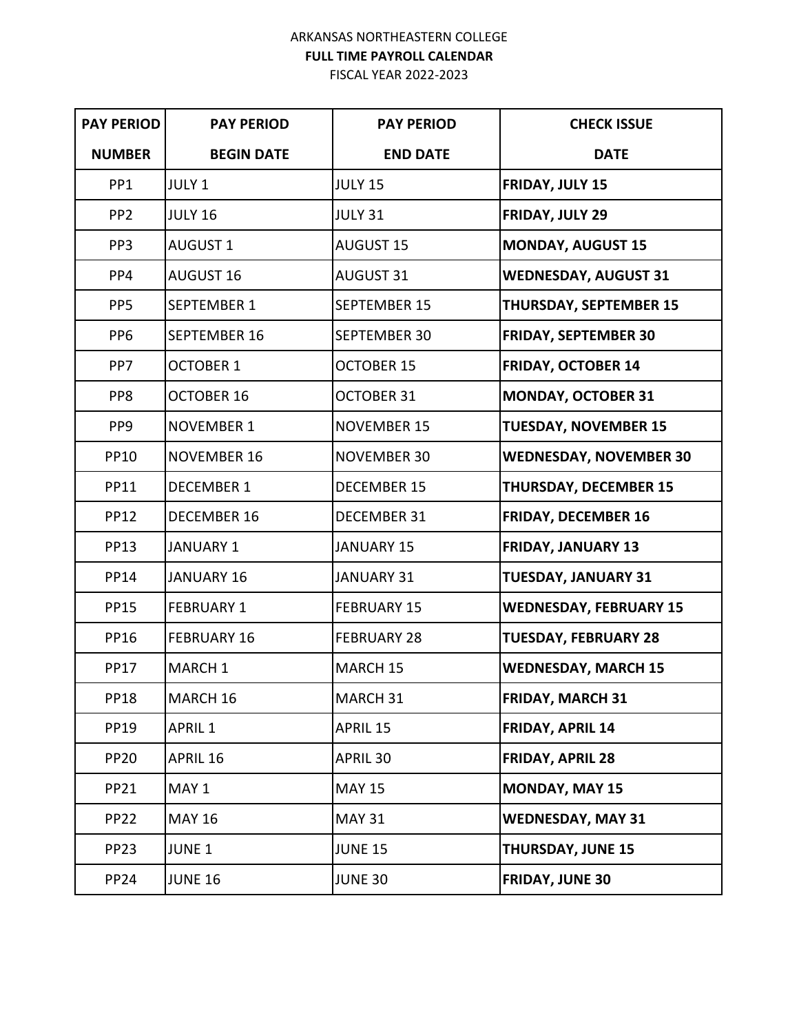ARKANSAS NORTHEASTERN COLLEGE

**FULL TIME PAYROLL CALENDAR**

FISCAL YEAR 2022-2023

| PAY PERIOD NUMBER | PAY PERIOD BEGIN DATE | PAY PERIOD END DATE | CHECK ISSUE DATE |
|---|---|---|---|
| PP1 | JULY 1 | JULY 15 | **FRIDAY, JULY 15** |
| PP2 | JULY 16 | JULY 31 | **FRIDAY, JULY 29** |
| PP3 | AUGUST 1 | AUGUST 15 | **MONDAY, AUGUST 15** |
| PP4 | AUGUST 16 | AUGUST 31 | **WEDNESDAY, AUGUST 31** |
| PP5 | SEPTEMBER 1 | SEPTEMBER 15 | **THURSDAY, SEPTEMBER 15** |
| PP6 | SEPTEMBER 16 | SEPTEMBER 30 | **FRIDAY, SEPTEMBER 30** |
| PP7 | OCTOBER 1 | OCTOBER 15 | **FRIDAY, OCTOBER 14** |
| PP8 | OCTOBER 16 | OCTOBER 31 | **MONDAY, OCTOBER 31** |
| PP9 | NOVEMBER 1 | NOVEMBER 15 | **TUESDAY, NOVEMBER 15** |
| PP10 | NOVEMBER 16 | NOVEMBER 30 | **WEDNESDAY, NOVEMBER 30** |
| PP11 | DECEMBER 1 | DECEMBER 15 | **THURSDAY, DECEMBER 15** |
| PP12 | DECEMBER 16 | DECEMBER 31 | **FRIDAY, DECEMBER 16** |
| PP13 | JANUARY 1 | JANUARY 15 | **FRIDAY, JANUARY 13** |
| PP14 | JANUARY 16 | JANUARY 31 | **TUESDAY, JANUARY 31** |
| PP15 | FEBRUARY 1 | FEBRUARY 15 | **WEDNESDAY, FEBRUARY 15** |
| PP16 | FEBRUARY 16 | FEBRUARY 28 | **TUESDAY, FEBRUARY 28** |
| PP17 | MARCH 1 | MARCH 15 | **WEDNESDAY, MARCH 15** |
| PP18 | MARCH 16 | MARCH 31 | **FRIDAY, MARCH 31** |
| PP19 | APRIL 1 | APRIL 15 | **FRIDAY, APRIL 14** |
| PP20 | APRIL 16 | APRIL 30 | **FRIDAY, APRIL 28** |
| PP21 | MAY 1 | MAY 15 | **MONDAY, MAY 15** |
| PP22 | MAY 16 | MAY 31 | **WEDNESDAY, MAY 31** |
| PP23 | JUNE 1 | JUNE 15 | **THURSDAY, JUNE 15** |
| PP24 | JUNE 16 | JUNE 30 | **FRIDAY, JUNE 30** |